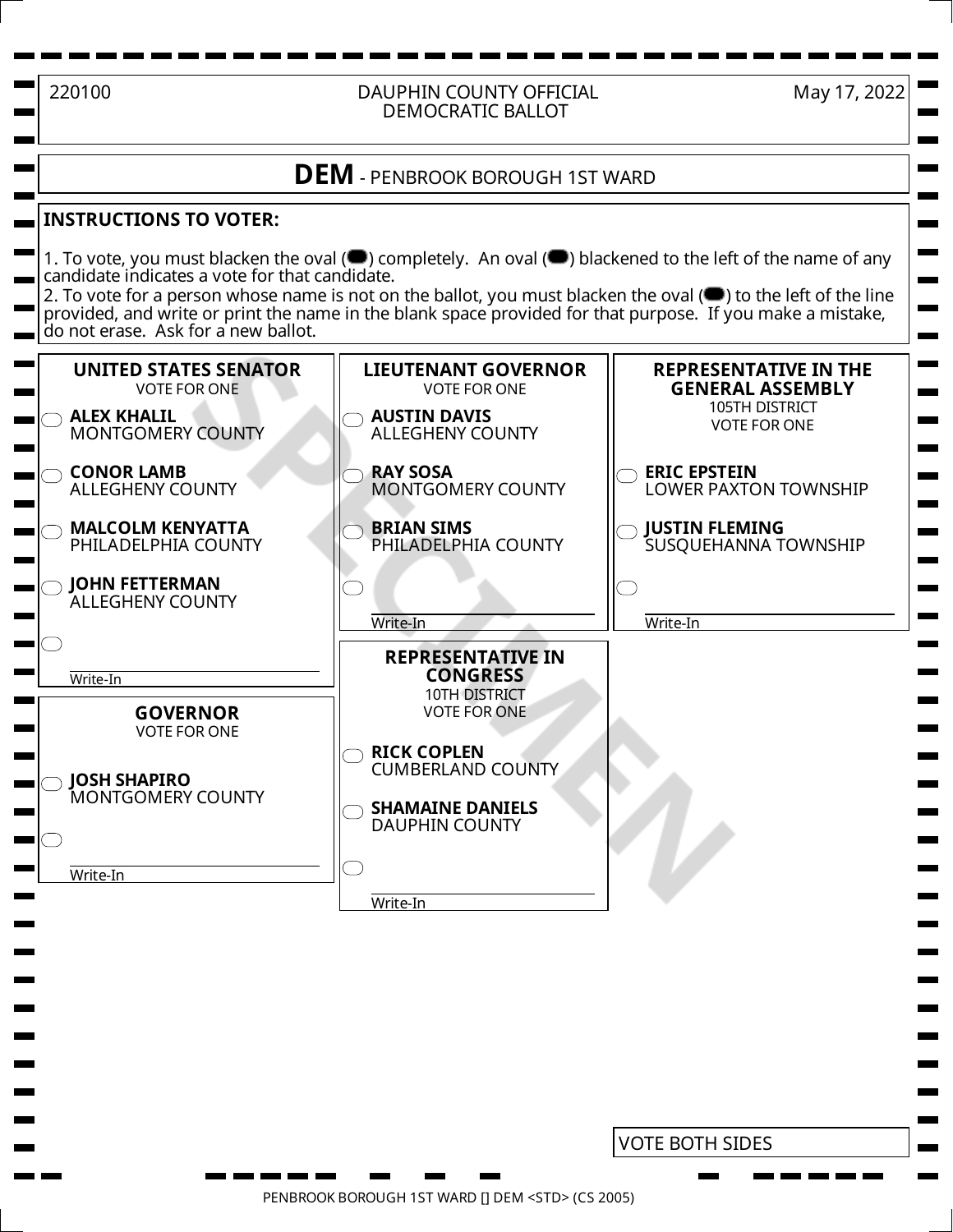220100

DAUPHIN COUNTY OFFICIAL
DEMOCRATIC BALLOT

May 17, 2022

# DEM - PENBROOK BOROUGH 1ST WARD

**INSTRUCTIONS TO VOTER:**

1. To vote, you must blacken the oval (⬬) completely. An oval (⬬) blackened to the left of the name of any candidate indicates a vote for that candidate.
2. To vote for a person whose name is not on the ballot, you must blacken the oval (⬬) to the left of the line provided, and write or print the name in the blank space provided for that purpose. If you make a mistake, do not erase. Ask for a new ballot.

## UNITED STATES SENATOR
VOTE FOR ONE

- ◯ **ALEX KHALIL**
  MONTGOMERY COUNTY
- ◯ **CONOR LAMB**
  ALLEGHENY COUNTY
- ◯ **MALCOLM KENYATTA**
  PHILADELPHIA COUNTY
- ◯ **JOHN FETTERMAN**
  ALLEGHENY COUNTY
- ◯ ____________ Write-In

## GOVERNOR
VOTE FOR ONE

- ◯ **JOSH SHAPIRO**
  MONTGOMERY COUNTY
- ◯ ____________ Write-In

## LIEUTENANT GOVERNOR
VOTE FOR ONE

- ◯ **AUSTIN DAVIS**
  ALLEGHENY COUNTY
- ◯ **RAY SOSA**
  MONTGOMERY COUNTY
- ◯ **BRIAN SIMS**
  PHILADELPHIA COUNTY
- ◯ ____________ Write-In

## REPRESENTATIVE IN CONGRESS
10TH DISTRICT
VOTE FOR ONE

- ◯ **RICK COPLEN**
  CUMBERLAND COUNTY
- ◯ **SHAMAINE DANIELS**
  DAUPHIN COUNTY
- ◯ ____________ Write-In

## REPRESENTATIVE IN THE GENERAL ASSEMBLY
105TH DISTRICT
VOTE FOR ONE

- ◯ **ERIC EPSTEIN**
  LOWER PAXTON TOWNSHIP
- ◯ **JUSTIN FLEMING**
  SUSQUEHANNA TOWNSHIP
- ◯ ____________ Write-In

SPECIMEN

VOTE BOTH SIDES

PENBROOK BOROUGH 1ST WARD [] DEM <STD> (CS 2005)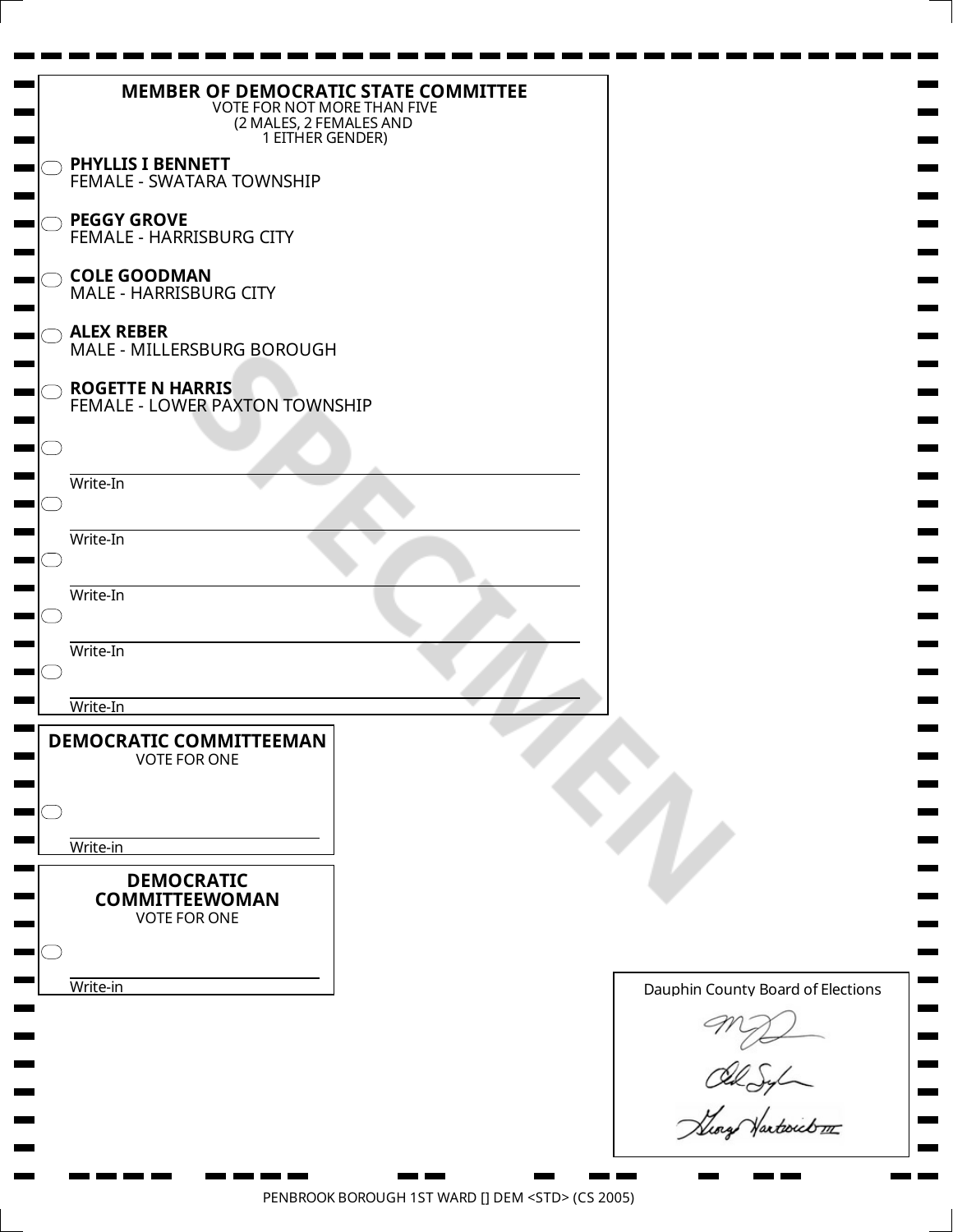## MEMBER OF DEMOCRATIC STATE COMMITTEE

VOTE FOR NOT MORE THAN FIVE
(2 MALES, 2 FEMALES AND
1 EITHER GENDER)

- **PHYLLIS I BENNETT**
  FEMALE - SWATARA TOWNSHIP
- **PEGGY GROVE**
  FEMALE - HARRISBURG CITY
- **COLE GOODMAN**
  MALE - HARRISBURG CITY
- **ALEX REBER**
  MALE - MILLERSBURG BOROUGH
- **ROGETTE N HARRIS**
  FEMALE - LOWER PAXTON TOWNSHIP
- Write-In
- Write-In
- Write-In
- Write-In
- Write-In

## DEMOCRATIC COMMITTEEMAN

VOTE FOR ONE

- Write-in

## DEMOCRATIC COMMITTEEWOMAN

VOTE FOR ONE

- Write-in

Dauphin County Board of Elections

SPECIMEN

PENBROOK BOROUGH 1ST WARD [] DEM <STD> (CS 2005)